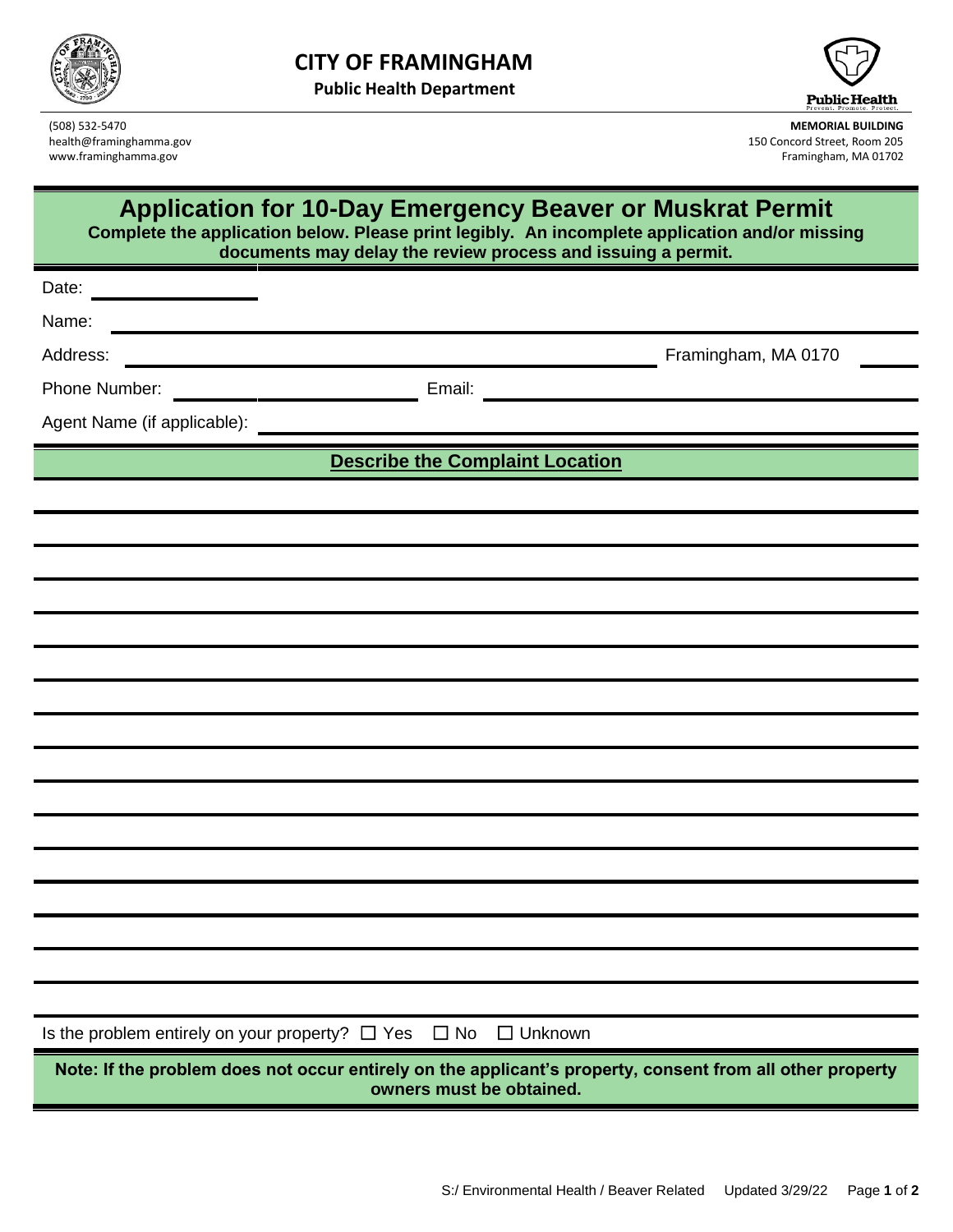# CITY OF FRAMINGHAM

**Public Health Department**

(508) 532-5470
health@framinghamma.gov
www.framinghamma.gov

**MEMORIAL BUILDING**
150 Concord Street, Room 205
Framingham, MA 01702

## Application for 10-Day Emergency Beaver or Muskrat Permit

**Complete the application below. Please print legibly. An incomplete application and/or missing documents may delay the review process and issuing a permit.**

Date: ____________________

Name: ____________________________________________

Address: ____________________________ Framingham, MA 0170____

Phone Number: ____________________ Email: ____________________

Agent Name (if applicable): ____________________________________________

### Describe the Complaint Location

______________________________________________________________________

______________________________________________________________________

______________________________________________________________________

______________________________________________________________________

______________________________________________________________________

______________________________________________________________________

______________________________________________________________________

______________________________________________________________________

______________________________________________________________________

______________________________________________________________________

______________________________________________________________________

______________________________________________________________________

______________________________________________________________________

______________________________________________________________________

______________________________________________________________________

______________________________________________________________________

Is the problem entirely on your property? ☐ Yes ☐ No ☐ Unknown

**Note: If the problem does not occur entirely on the applicant's property, consent from all other property owners must be obtained.**

S:/ Environmental Health / Beaver Related Updated 3/29/22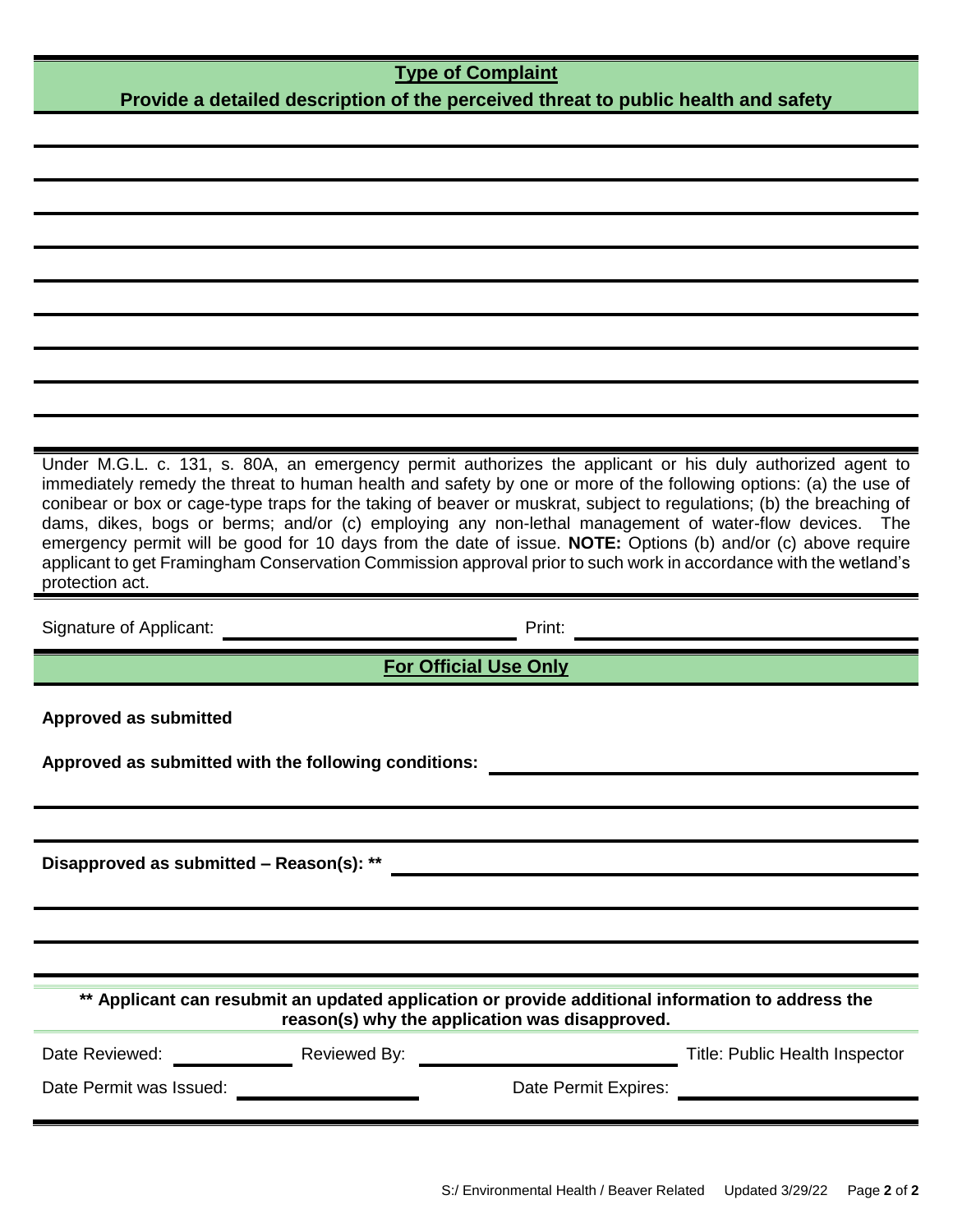## Type of Complaint

**Provide a detailed description of the perceived threat to public health and safety**

Under M.G.L. c. 131, s. 80A, an emergency permit authorizes the applicant or his duly authorized agent to immediately remedy the threat to human health and safety by one or more of the following options: (a) the use of conibear or box or cage-type traps for the taking of beaver or muskrat, subject to regulations; (b) the breaching of dams, dikes, bogs or berms; and/or (c) employing any non-lethal management of water-flow devices. The emergency permit will be good for 10 days from the date of issue. **NOTE:** Options (b) and/or (c) above require applicant to get Framingham Conservation Commission approval prior to such work in accordance with the wetland's protection act.

Signature of Applicant: ______________________ Print: ______________________

## For Official Use Only

**Approved as submitted**

**Approved as submitted with the following conditions:** ______________________

**Disapproved as submitted – Reason(s): \*\*** ______________________

**\*\* Applicant can resubmit an updated application or provide additional information to address the reason(s) why the application was disapproved.**

Date Reviewed: ____________ Reviewed By: ______________________ Title: Public Health Inspector

Date Permit was Issued: ______________ Date Permit Expires: ______________

S:/ Environmental Health / Beaver Related Updated 3/29/22